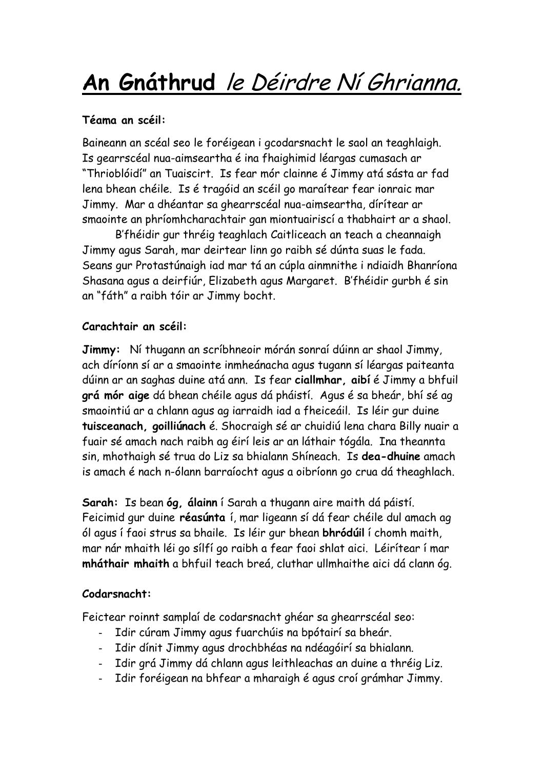# **An Gnáthrud** *le Déirdre Ní Ghrianna.*

**Téama an scéil:**

Baineann an scéal seo le foréigean i gcodarsnacht le saol an teaghlaigh. Is gearrscéal nua-aimseartha é ina fhaighimid léargas cumasach ar "Thrioblóidí" an Tuaiscirt. Is fear mór clainne é Jimmy atá sásta ar fad lena bhean chéile. Is é tragóid an scéil go maraítear fear ionraic mar Jimmy. Mar a dhéantar sa ghearrscéal nua-aimseartha, dírítear ar smaointe an phríomhcharachtair gan miontuairiscí a thabhairt ar a shaol.

B'fhéidir gur thréig teaghlach Caitliceach an teach a cheannaigh Jimmy agus Sarah, mar deirtear linn go raibh sé dúnta suas le fada. Seans gur Protastúnaigh iad mar tá an cúpla ainmnithe i ndiaidh Bhanríona Shasana agus a deirfiúr, Elizabeth agus Margaret. B'fhéidir gurbh é sin an "fáth" a raibh tóir ar Jimmy bocht.

**Carachtair an scéil:**

**Jimmy:** Ní thugann an scríbhneoir mórán sonraí dúinn ar shaol Jimmy, ach díríonn sí ar a smaointe inmheánacha agus tugann sí léargas paiteanta dúinn ar an saghas duine atá ann. Is fear **ciallmhar, aibí** é Jimmy a bhfuil **grá mór aige** dá bhean chéile agus dá pháistí. Agus é sa bheár, bhí sé ag smaointiú ar a chlann agus ag iarraidh iad a fheiceáil. Is léir gur duine **tuisceanach, goilliúnach** é. Shocraigh sé ar chuidiú lena chara Billy nuair a fuair sé amach nach raibh ag éirí leis ar an láthair tógála. Ina theannta sin, mhothaigh sé trua do Liz sa bhialann Shíneach. Is **dea-dhuine** amach is amach é nach n-ólann barraíocht agus a oibríonn go crua dá theaghlach.

**Sarah:** Is bean **óg, álainn** í Sarah a thugann aire maith dá páistí. Feicimid gur duine **réasúnta** í, mar ligeann sí dá fear chéile dul amach ag ól agus í faoi strus sa bhaile. Is léir gur bhean **bhródúil** í chomh maith, mar nár mhaith léi go sílfí go raibh a fear faoi shlat aici. Léirítear í mar **mháthair mhaith** a bhfuil teach breá, cluthar ullmhaithe aici dá clann óg.

**Codarsnacht:**

Feictear roinnt samplaí de codarsnacht ghéar sa ghearrscéal seo:

- Idir cúram Jimmy agus fuarchúis na bpótairí sa bheár.
- Idir dínit Jimmy agus drochbhéas na ndéagóirí sa bhialann.
- Idir grá Jimmy dá chlann agus leithleachas an duine a thréig Liz.
- Idir foréigean na bhfear a mharaigh é agus croí grámhar Jimmy.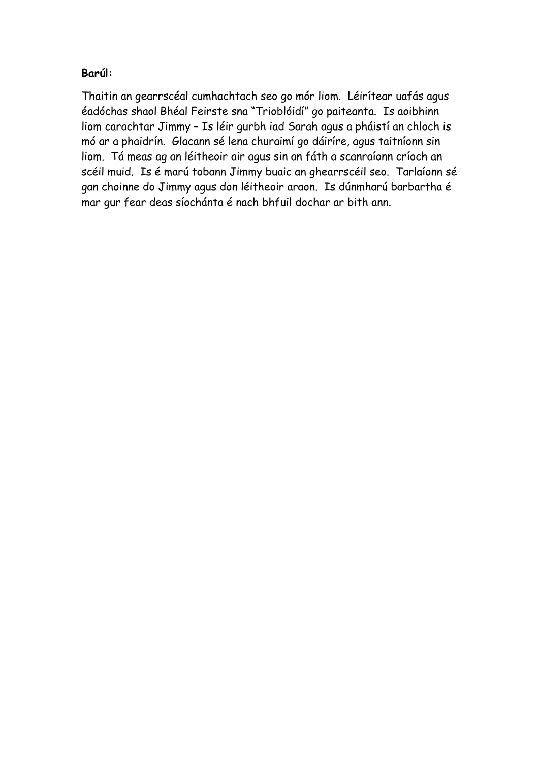**Barúl:**

Thaitin an gearrscéal cumhachtach seo go mór liom. Léirítear uafás agus éadóchas shaol Bhéal Feirste sna "Trioblóidí" go paiteanta. Is aoibhinn liom carachtar Jimmy – Is léir gurbh iad Sarah agus a pháistí an chloch is mó ar a phaidrín. Glacann sé lena churaimí go dáiríre, agus taitníonn sin liom. Tá meas ag an léitheoir air agus sin an fáth a scanraíonn críoch an scéil muid. Is é marú tobann Jimmy buaic an ghearrscéil seo. Tarlaíonn sé gan choinne do Jimmy agus don léitheoir araon. Is dúnmharú barbartha é mar gur fear deas síochánta é nach bhfuil dochar ar bith ann.